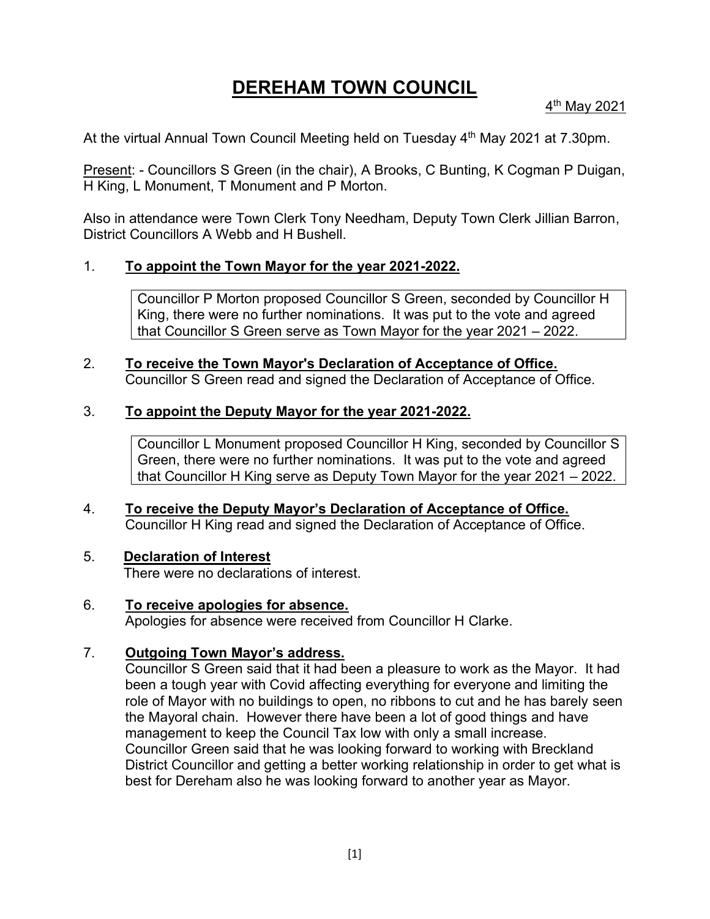# DEREHAM TOWN COUNCIL

4th May 2021

At the virtual Annual Town Council Meeting held on Tuesday 4th May 2021 at 7.30pm.

Present: - Councillors S Green (in the chair), A Brooks, C Bunting, K Cogman P Duigan, H King, L Monument, T Monument and P Morton.

Also in attendance were Town Clerk Tony Needham, Deputy Town Clerk Jillian Barron, District Councillors A Webb and H Bushell.

1. **To appoint the Town Mayor for the year 2021-2022.**

   Councillor P Morton proposed Councillor S Green, seconded by Councillor H King, there were no further nominations. It was put to the vote and agreed that Councillor S Green serve as Town Mayor for the year 2021 – 2022.

2. **To receive the Town Mayor's Declaration of Acceptance of Office.**
   Councillor S Green read and signed the Declaration of Acceptance of Office.

3. **To appoint the Deputy Mayor for the year 2021-2022.**

   Councillor L Monument proposed Councillor H King, seconded by Councillor S Green, there were no further nominations. It was put to the vote and agreed that Councillor H King serve as Deputy Town Mayor for the year 2021 – 2022.

4. **To receive the Deputy Mayor's Declaration of Acceptance of Office.**
   Councillor H King read and signed the Declaration of Acceptance of Office.

5. **Declaration of Interest**
   There were no declarations of interest.

6. **To receive apologies for absence.**
   Apologies for absence were received from Councillor H Clarke.

7. **Outgoing Town Mayor's address.**
   Councillor S Green said that it had been a pleasure to work as the Mayor. It had been a tough year with Covid affecting everything for everyone and limiting the role of Mayor with no buildings to open, no ribbons to cut and he has barely seen the Mayoral chain. However there have been a lot of good things and have management to keep the Council Tax low with only a small increase. Councillor Green said that he was looking forward to working with Breckland District Councillor and getting a better working relationship in order to get what is best for Dereham also he was looking forward to another year as Mayor.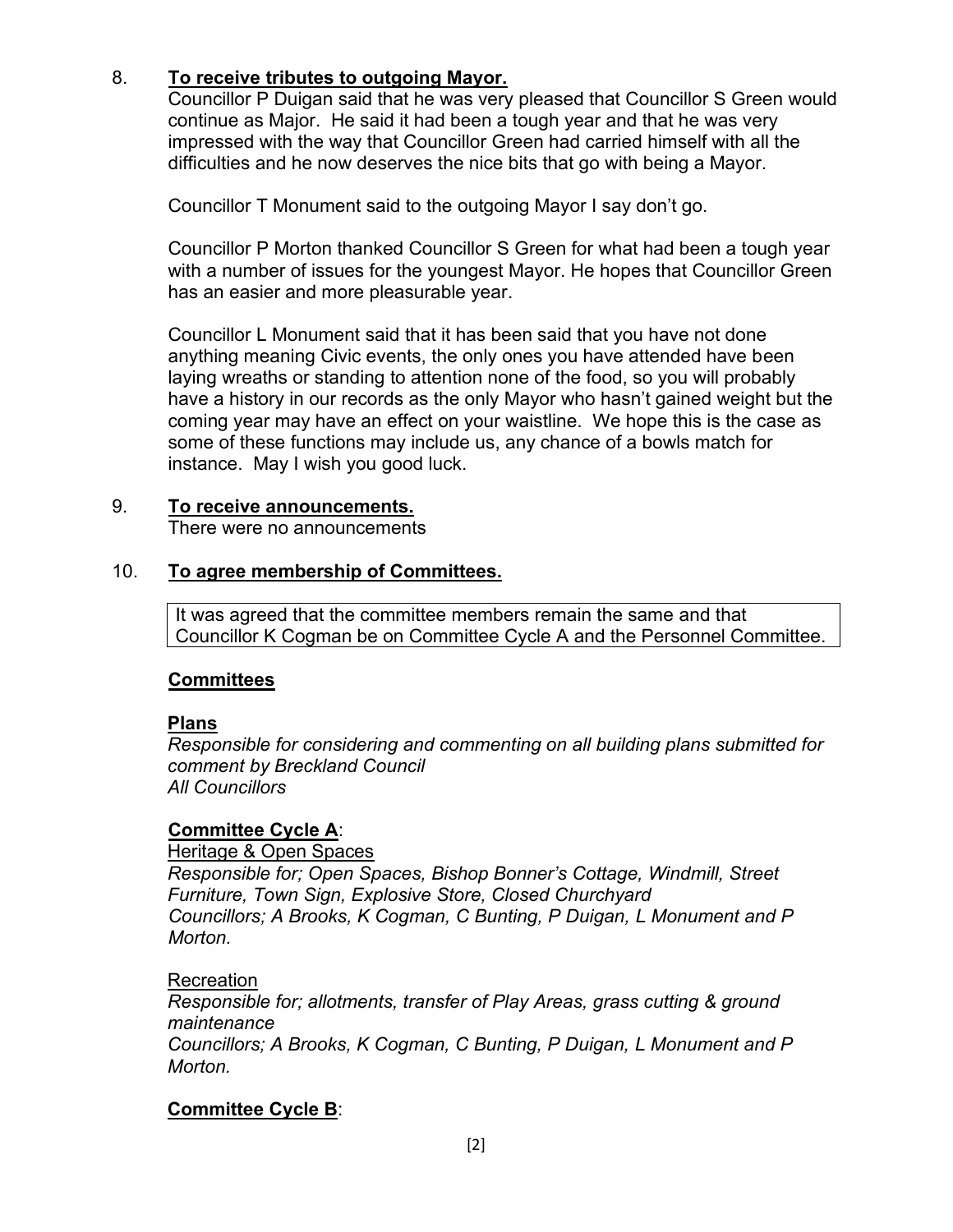8. **<u>To receive tributes to outgoing Mayor.</u>**

   Councillor P Duigan said that he was very pleased that Councillor S Green would continue as Major. He said it had been a tough year and that he was very impressed with the way that Councillor Green had carried himself with all the difficulties and he now deserves the nice bits that go with being a Mayor.

   Councillor T Monument said to the outgoing Mayor I say don't go.

   Councillor P Morton thanked Councillor S Green for what had been a tough year with a number of issues for the youngest Mayor. He hopes that Councillor Green has an easier and more pleasurable year.

   Councillor L Monument said that it has been said that you have not done anything meaning Civic events, the only ones you have attended have been laying wreaths or standing to attention none of the food, so you will probably have a history in our records as the only Mayor who hasn't gained weight but the coming year may have an effect on your waistline. We hope this is the case as some of these functions may include us, any chance of a bowls match for instance. May I wish you good luck.

9. **<u>To receive announcements.</u>**

   There were no announcements

10. **<u>To agree membership of Committees.</u>**

    It was agreed that the committee members remain the same and that Councillor K Cogman be on Committee Cycle A and the Personnel Committee.

    **<u>Committees</u>**

    **<u>Plans</u>**

    *Responsible for considering and commenting on all building plans submitted for comment by Breckland Council*
    *All Councillors*

    **<u>Committee Cycle A</u>**:

    <u>Heritage & Open Spaces</u>

    *Responsible for; Open Spaces, Bishop Bonner's Cottage, Windmill, Street Furniture, Town Sign, Explosive Store, Closed Churchyard*
    *Councillors; A Brooks, K Cogman, C Bunting, P Duigan, L Monument and P Morton.*

    <u>Recreation</u>

    *Responsible for; allotments, transfer of Play Areas, grass cutting & ground maintenance*
    *Councillors; A Brooks, K Cogman, C Bunting, P Duigan, L Monument and P Morton.*

    **<u>Committee Cycle B</u>**: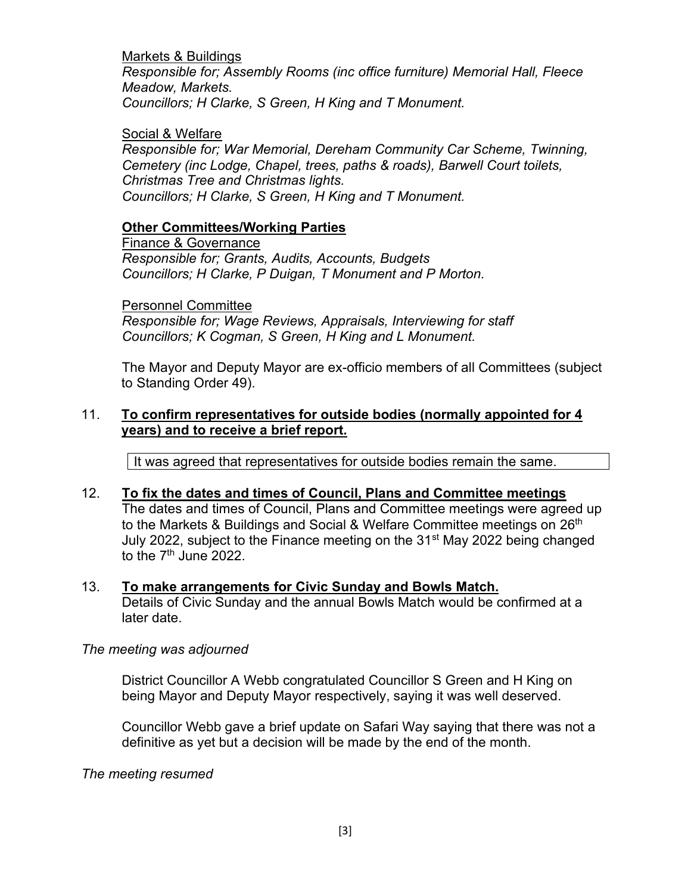Markets & Buildings

*Responsible for; Assembly Rooms (inc office furniture) Memorial Hall, Fleece Meadow, Markets.*
*Councillors; H Clarke, S Green, H King and T Monument.*

Social & Welfare

*Responsible for; War Memorial, Dereham Community Car Scheme, Twinning, Cemetery (inc Lodge, Chapel, trees, paths & roads), Barwell Court toilets, Christmas Tree and Christmas lights.*
*Councillors; H Clarke, S Green, H King and T Monument.*

**Other Committees/Working Parties**

Finance & Governance

*Responsible for; Grants, Audits, Accounts, Budgets*
*Councillors; H Clarke, P Duigan, T Monument and P Morton.*

Personnel Committee

*Responsible for; Wage Reviews, Appraisals, Interviewing for staff*
*Councillors; K Cogman, S Green, H King and L Monument.*

The Mayor and Deputy Mayor are ex-officio members of all Committees (subject to Standing Order 49).

11. **To confirm representatives for outside bodies (normally appointed for 4 years) and to receive a brief report.**

It was agreed that representatives for outside bodies remain the same.

12. **To fix the dates and times of Council, Plans and Committee meetings**
The dates and times of Council, Plans and Committee meetings were agreed up to the Markets & Buildings and Social & Welfare Committee meetings on 26th July 2022, subject to the Finance meeting on the 31st May 2022 being changed to the 7th June 2022.

13. **To make arrangements for Civic Sunday and Bowls Match.**
Details of Civic Sunday and the annual Bowls Match would be confirmed at a later date.

*The meeting was adjourned*

District Councillor A Webb congratulated Councillor S Green and H King on being Mayor and Deputy Mayor respectively, saying it was well deserved.

Councillor Webb gave a brief update on Safari Way saying that there was not a definitive as yet but a decision will be made by the end of the month.

*The meeting resumed*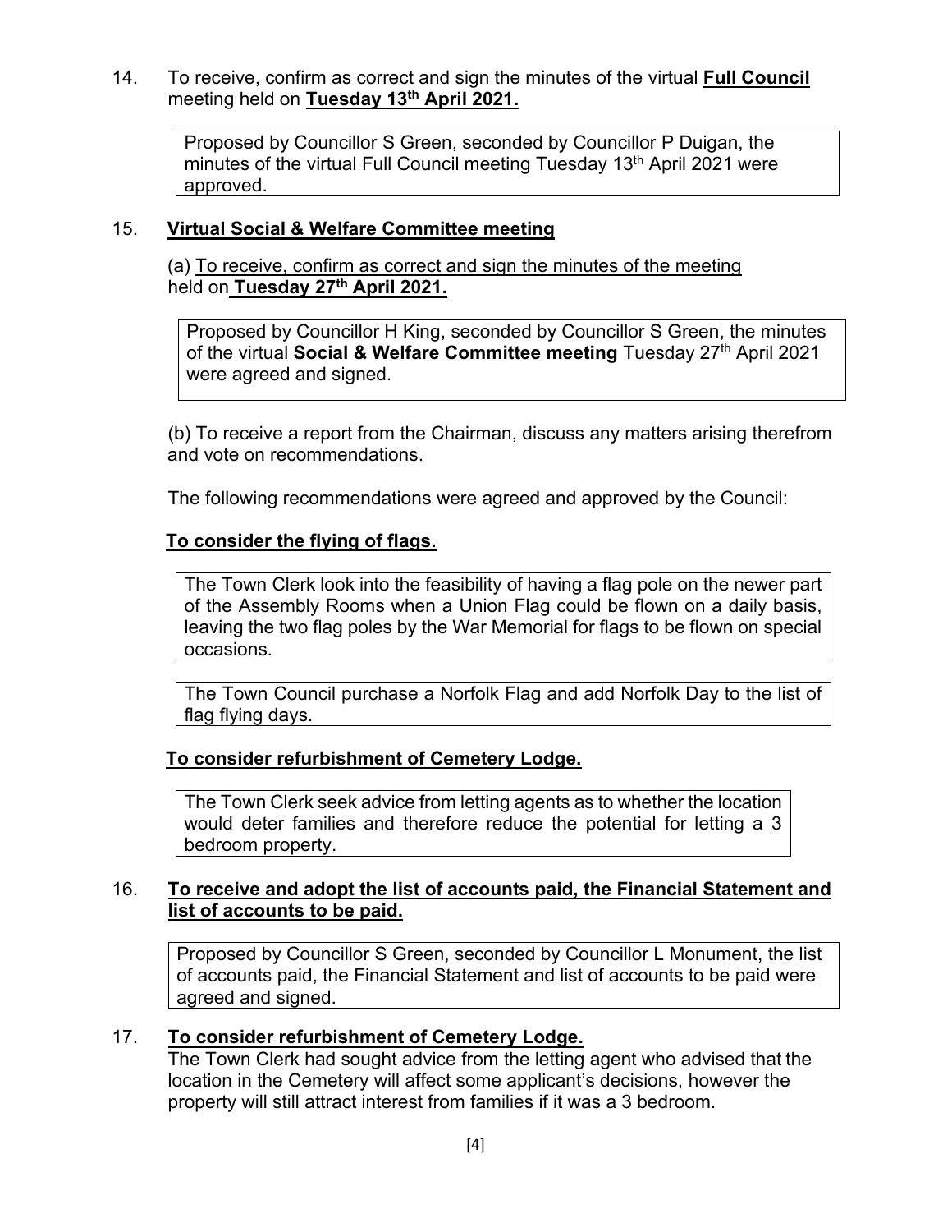14. To receive, confirm as correct and sign the minutes of the virtual **Full Council** meeting held on **Tuesday 13th April 2021.**

> Proposed by Councillor S Green, seconded by Councillor P Duigan, the minutes of the virtual Full Council meeting Tuesday 13th April 2021 were approved.

15. **Virtual Social & Welfare Committee meeting**

(a) To receive, confirm as correct and sign the minutes of the meeting held on **Tuesday 27th April 2021.**

> Proposed by Councillor H King, seconded by Councillor S Green, the minutes of the virtual **Social & Welfare Committee meeting** Tuesday 27th April 2021 were agreed and signed.

(b) To receive a report from the Chairman, discuss any matters arising therefrom and vote on recommendations.

The following recommendations were agreed and approved by the Council:

**To consider the flying of flags.**

> The Town Clerk look into the feasibility of having a flag pole on the newer part of the Assembly Rooms when a Union Flag could be flown on a daily basis, leaving the two flag poles by the War Memorial for flags to be flown on special occasions.

> The Town Council purchase a Norfolk Flag and add Norfolk Day to the list of flag flying days.

**To consider refurbishment of Cemetery Lodge.**

> The Town Clerk seek advice from letting agents as to whether the location would deter families and therefore reduce the potential for letting a 3 bedroom property.

16. **To receive and adopt the list of accounts paid, the Financial Statement and list of accounts to be paid.**

> Proposed by Councillor S Green, seconded by Councillor L Monument, the list of accounts paid, the Financial Statement and list of accounts to be paid were agreed and signed.

17. **To consider refurbishment of Cemetery Lodge.**

The Town Clerk had sought advice from the letting agent who advised that the location in the Cemetery will affect some applicant's decisions, however the property will still attract interest from families if it was a 3 bedroom.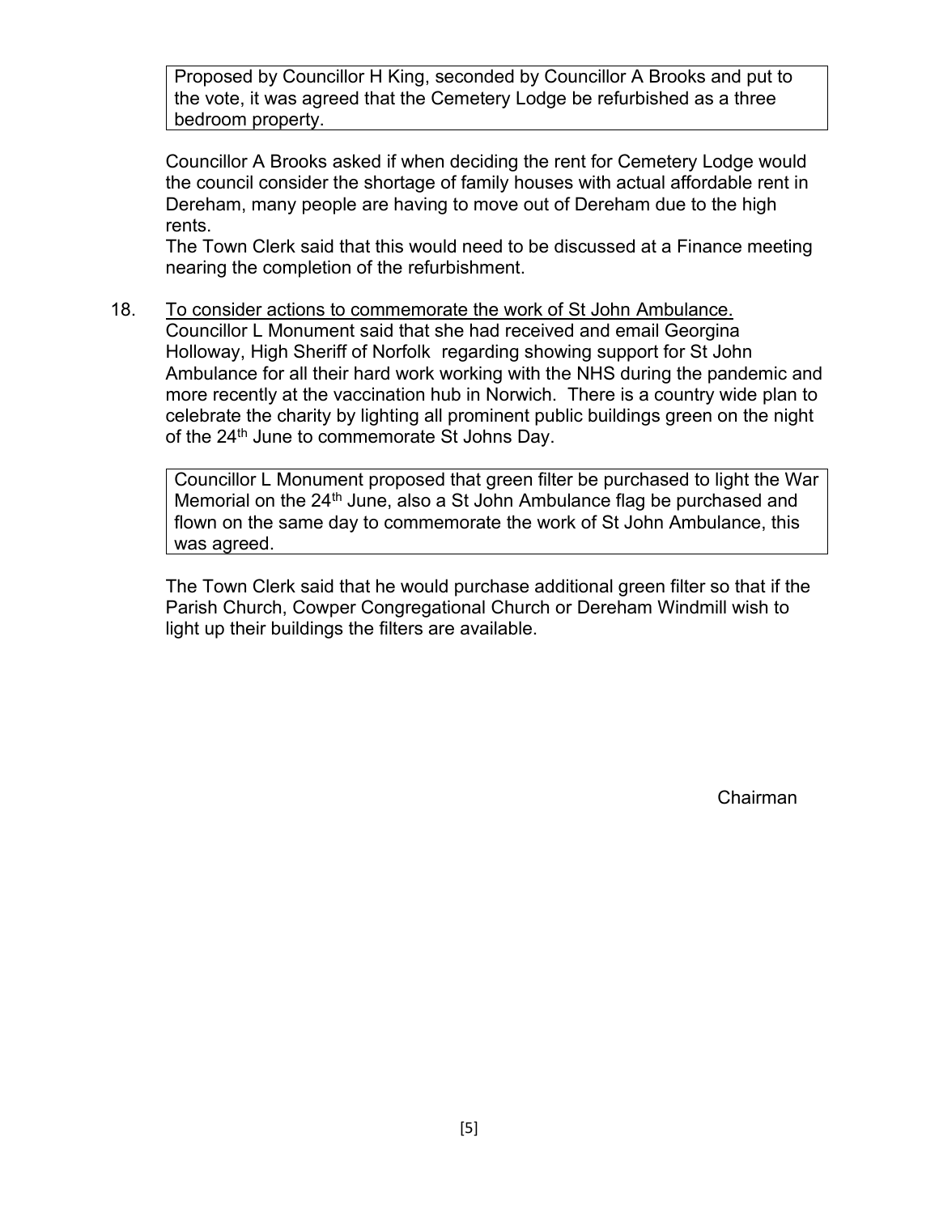Proposed by Councillor H King, seconded by Councillor A Brooks and put to the vote, it was agreed that the Cemetery Lodge be refurbished as a three bedroom property.

Councillor A Brooks asked if when deciding the rent for Cemetery Lodge would the council consider the shortage of family houses with actual affordable rent in Dereham, many people are having to move out of Dereham due to the high rents.
The Town Clerk said that this would need to be discussed at a Finance meeting nearing the completion of the refurbishment.

18. To consider actions to commemorate the work of St John Ambulance.
Councillor L Monument said that she had received and email Georgina Holloway, High Sheriff of Norfolk regarding showing support for St John Ambulance for all their hard work working with the NHS during the pandemic and more recently at the vaccination hub in Norwich. There is a country wide plan to celebrate the charity by lighting all prominent public buildings green on the night of the 24th June to commemorate St Johns Day.

Councillor L Monument proposed that green filter be purchased to light the War Memorial on the 24th June, also a St John Ambulance flag be purchased and flown on the same day to commemorate the work of St John Ambulance, this was agreed.

The Town Clerk said that he would purchase additional green filter so that if the Parish Church, Cowper Congregational Church or Dereham Windmill wish to light up their buildings the filters are available.

Chairman